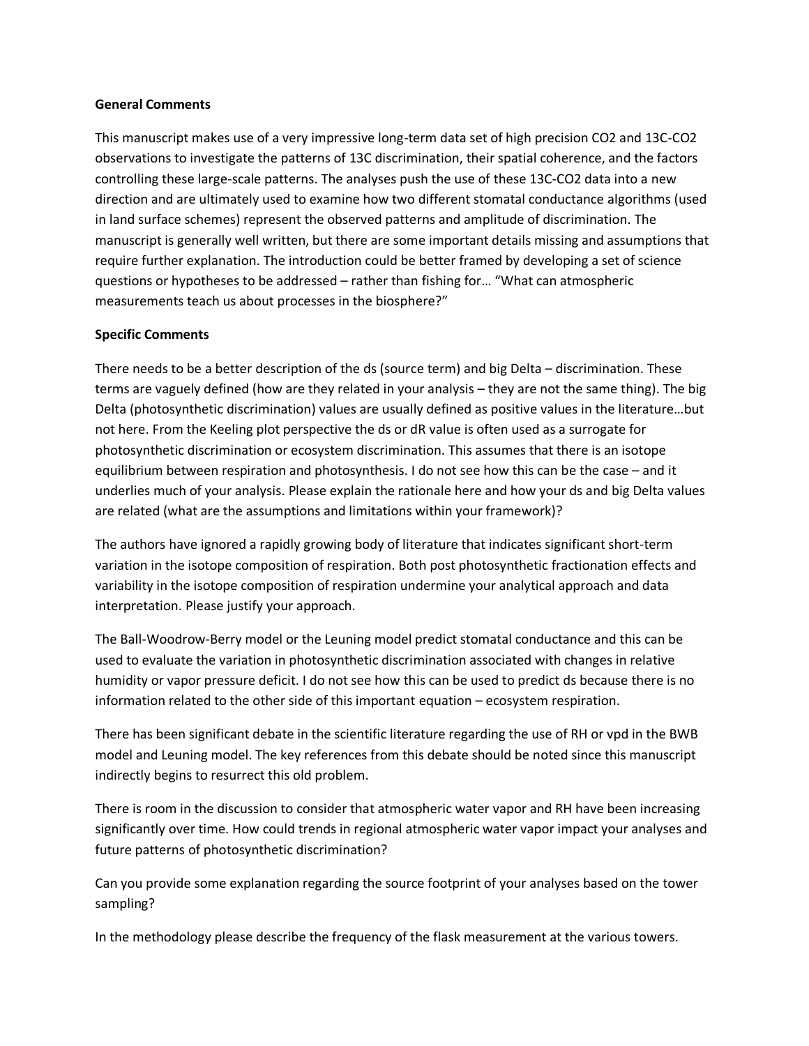**General Comments**

This manuscript makes use of a very impressive long-term data set of high precision $CO_2$ and 13C-$CO_2$ observations to investigate the patterns of 13C discrimination, their spatial coherence, and the factors controlling these large-scale patterns. The analyses push the use of these 13C-$CO_2$ data into a new direction and are ultimately used to examine how two different stomatal conductance algorithms (used in land surface schemes) represent the observed patterns and amplitude of discrimination. The manuscript is generally well written, but there are some important details missing and assumptions that require further explanation. The introduction could be better framed by developing a set of science questions or hypotheses to be addressed – rather than fishing for… "What can atmospheric measurements teach us about processes in the biosphere?"

**Specific Comments**

There needs to be a better description of the ds (source term) and big Delta – discrimination. These terms are vaguely defined (how are they related in your analysis – they are not the same thing). The big Delta (photosynthetic discrimination) values are usually defined as positive values in the literature…but not here. From the Keeling plot perspective the ds or dR value is often used as a surrogate for photosynthetic discrimination or ecosystem discrimination. This assumes that there is an isotope equilibrium between respiration and photosynthesis. I do not see how this can be the case – and it underlies much of your analysis. Please explain the rationale here and how your ds and big Delta values are related (what are the assumptions and limitations within your framework)?

The authors have ignored a rapidly growing body of literature that indicates significant short-term variation in the isotope composition of respiration. Both post photosynthetic fractionation effects and variability in the isotope composition of respiration undermine your analytical approach and data interpretation. Please justify your approach.

The Ball-Woodrow-Berry model or the Leuning model predict stomatal conductance and this can be used to evaluate the variation in photosynthetic discrimination associated with changes in relative humidity or vapor pressure deficit. I do not see how this can be used to predict ds because there is no information related to the other side of this important equation – ecosystem respiration.

There has been significant debate in the scientific literature regarding the use of RH or vpd in the BWB model and Leuning model. The key references from this debate should be noted since this manuscript indirectly begins to resurrect this old problem.

There is room in the discussion to consider that atmospheric water vapor and RH have been increasing significantly over time. How could trends in regional atmospheric water vapor impact your analyses and future patterns of photosynthetic discrimination?

Can you provide some explanation regarding the source footprint of your analyses based on the tower sampling?

In the methodology please describe the frequency of the flask measurement at the various towers.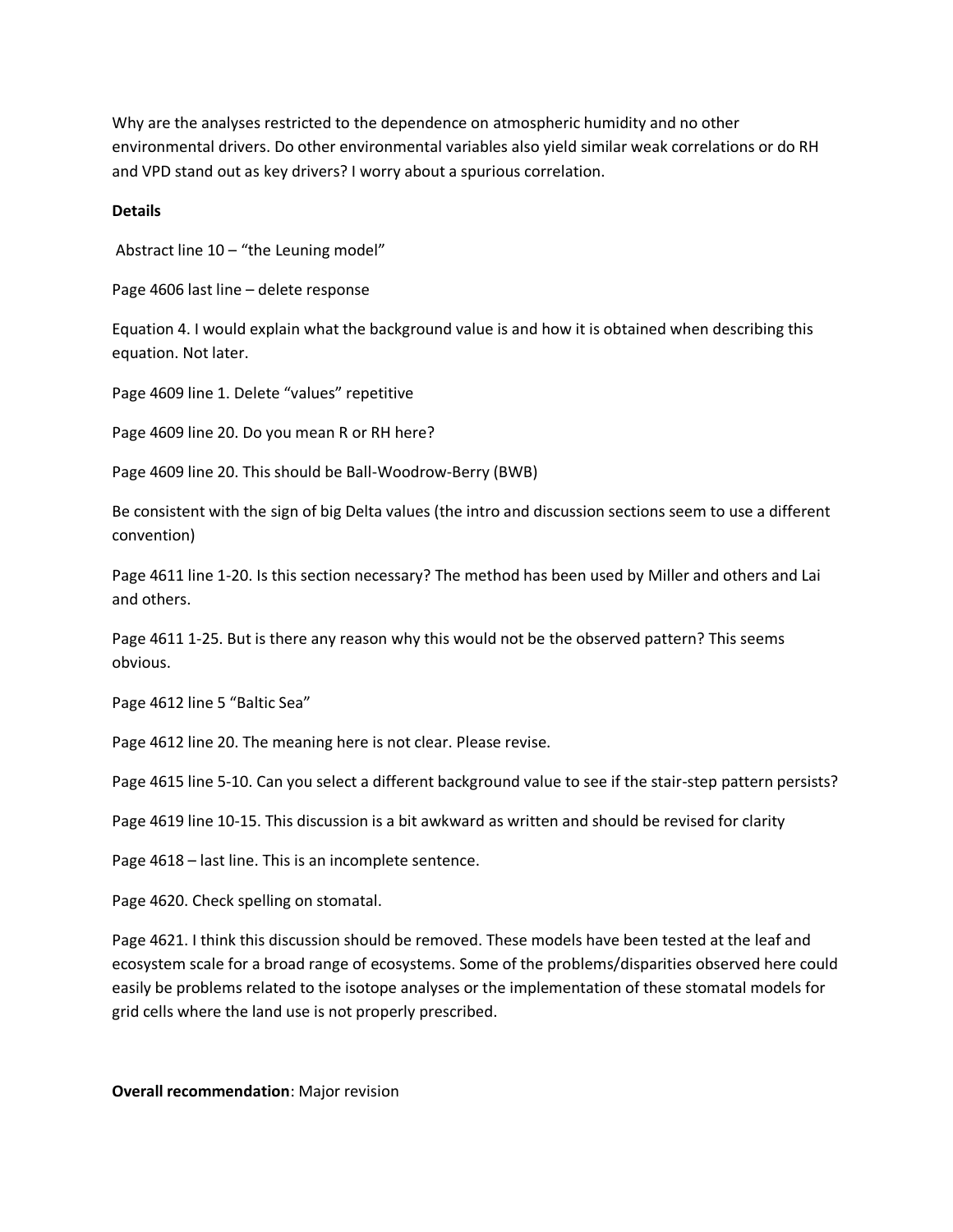Why are the analyses restricted to the dependence on atmospheric humidity and no other environmental drivers. Do other environmental variables also yield similar weak correlations or do RH and VPD stand out as key drivers? I worry about a spurious correlation.

**Details**

Abstract line 10 – "the Leuning model"

Page 4606 last line – delete response

Equation 4. I would explain what the background value is and how it is obtained when describing this equation. Not later.

Page 4609 line 1. Delete "values" repetitive

Page 4609 line 20. Do you mean R or RH here?

Page 4609 line 20. This should be Ball-Woodrow-Berry (BWB)

Be consistent with the sign of big Delta values (the intro and discussion sections seem to use a different convention)

Page 4611 line 1-20. Is this section necessary? The method has been used by Miller and others and Lai and others.

Page 4611 1-25. But is there any reason why this would not be the observed pattern? This seems obvious.

Page 4612 line 5 "Baltic Sea"

Page 4612 line 20. The meaning here is not clear. Please revise.

Page 4615 line 5-10. Can you select a different background value to see if the stair-step pattern persists?

Page 4619 line 10-15. This discussion is a bit awkward as written and should be revised for clarity

Page 4618 – last line. This is an incomplete sentence.

Page 4620. Check spelling on stomatal.

Page 4621. I think this discussion should be removed. These models have been tested at the leaf and ecosystem scale for a broad range of ecosystems. Some of the problems/disparities observed here could easily be problems related to the isotope analyses or the implementation of these stomatal models for grid cells where the land use is not properly prescribed.

**Overall recommendation**: Major revision